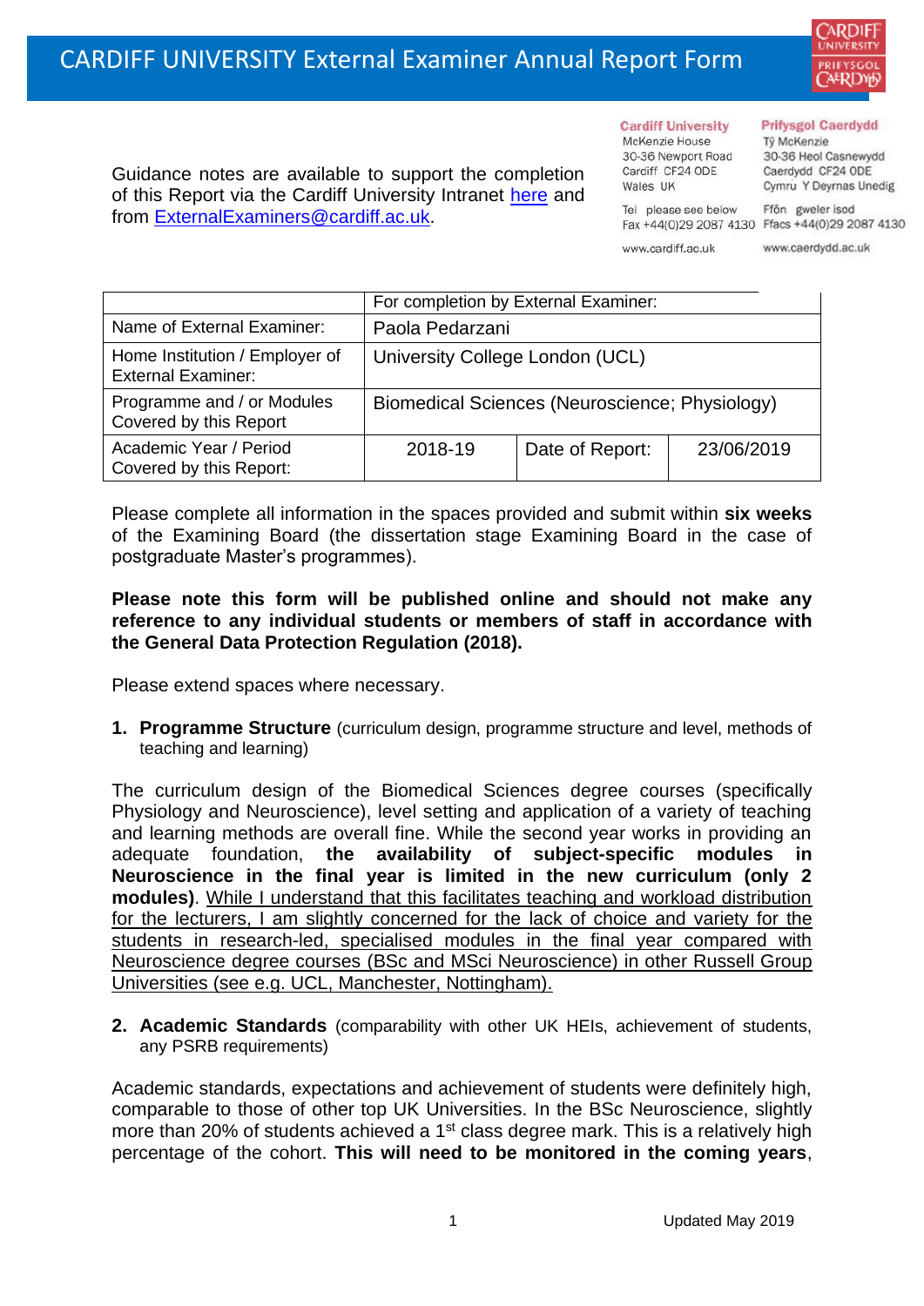# CARDIFF UNIVERSITY External Examiner Annual Report Form

**Cardiff University**
McKenzie House
30-36 Newport Road
Cardiff CF24 0DE
Wales UK

Tel please see below
Fax +44(0)29 2087 4130

www.cardiff.ac.uk

**Prifysgol Caerdydd**
Tŷ McKenzie
30-36 Heol Casnewydd
Caerdydd CF24 0DE
Cymru Y Deyrnas Unedig

Ffôn gweler isod
Ffacs +44(0)29 2087 4130

www.caerdydd.ac.uk

Guidance notes are available to support the completion of this Report via the Cardiff University Intranet here and from ExternalExaminers@cardiff.ac.uk.

| | For completion by External Examiner: | | |
|---|---|---|---|
| Name of External Examiner: | Paola Pedarzani | | |
| Home Institution / Employer of External Examiner: | University College London (UCL) | | |
| Programme and / or Modules Covered by this Report | Biomedical Sciences (Neuroscience; Physiology) | | |
| Academic Year / Period Covered by this Report: | 2018-19 | Date of Report: | 23/06/2019 |

Please complete all information in the spaces provided and submit within **six weeks** of the Examining Board (the dissertation stage Examining Board in the case of postgraduate Master's programmes).

**Please note this form will be published online and should not make any reference to any individual students or members of staff in accordance with the General Data Protection Regulation (2018).**

Please extend spaces where necessary.

1. **Programme Structure** (curriculum design, programme structure and level, methods of teaching and learning)

The curriculum design of the Biomedical Sciences degree courses (specifically Physiology and Neuroscience), level setting and application of a variety of teaching and learning methods are overall fine. While the second year works in providing an adequate foundation, **the availability of subject-specific modules in Neuroscience in the final year is limited in the new curriculum (only 2 modules)**. <u>While I understand that this facilitates teaching and workload distribution for the lecturers, I am slightly concerned for the lack of choice and variety for the students in research-led, specialised modules in the final year compared with Neuroscience degree courses (BSc and MSci Neuroscience) in other Russell Group Universities (see e.g. UCL, Manchester, Nottingham).</u>

2. **Academic Standards** (comparability with other UK HEIs, achievement of students, any PSRB requirements)

Academic standards, expectations and achievement of students were definitely high, comparable to those of other top UK Universities. In the BSc Neuroscience, slightly more than 20% of students achieved a 1st class degree mark. This is a relatively high percentage of the cohort. **This will need to be monitored in the coming years**,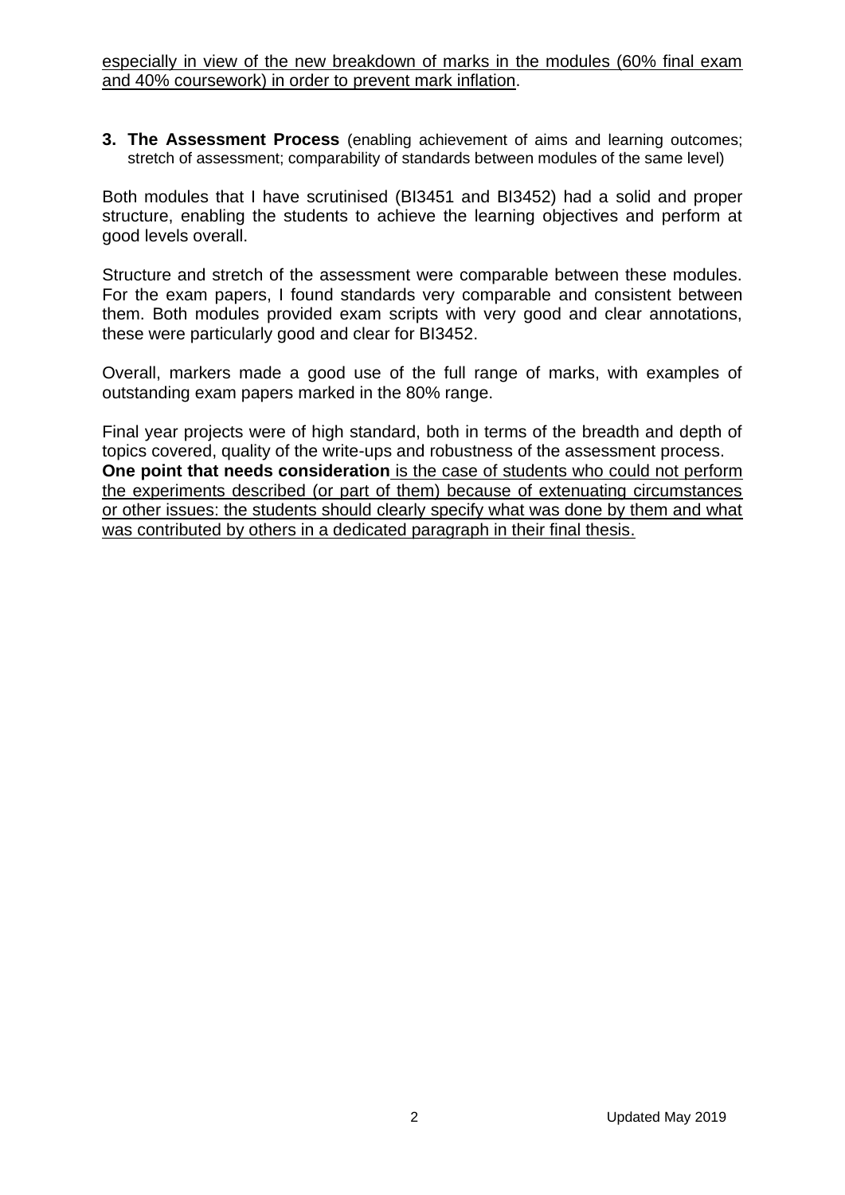especially in view of the new breakdown of marks in the modules (60% final exam and 40% coursework) in order to prevent mark inflation.

**3. The Assessment Process** (enabling achievement of aims and learning outcomes; stretch of assessment; comparability of standards between modules of the same level)

Both modules that I have scrutinised (BI3451 and BI3452) had a solid and proper structure, enabling the students to achieve the learning objectives and perform at good levels overall.

Structure and stretch of the assessment were comparable between these modules. For the exam papers, I found standards very comparable and consistent between them. Both modules provided exam scripts with very good and clear annotations, these were particularly good and clear for BI3452.

Overall, markers made a good use of the full range of marks, with examples of outstanding exam papers marked in the 80% range.

Final year projects were of high standard, both in terms of the breadth and depth of topics covered, quality of the write-ups and robustness of the assessment process. **One point that needs consideration** is the case of students who could not perform the experiments described (or part of them) because of extenuating circumstances or other issues: the students should clearly specify what was done by them and what was contributed by others in a dedicated paragraph in their final thesis.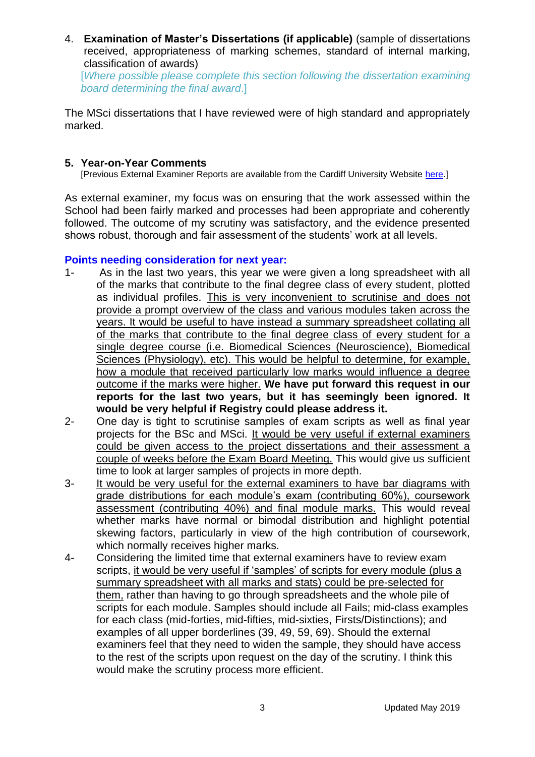4. **Examination of Master's Dissertations (if applicable)** (sample of dissertations received, appropriateness of marking schemes, standard of internal marking, classification of awards)
   [*Where possible please complete this section following the dissertation examining board determining the final award*.]

The MSci dissertations that I have reviewed were of high standard and appropriately marked.

## 5. Year-on-Year Comments

[Previous External Examiner Reports are available from the Cardiff University Website here.]

As external examiner, my focus was on ensuring that the work assessed within the School had been fairly marked and processes had been appropriate and coherently followed. The outcome of my scrutiny was satisfactory, and the evidence presented shows robust, thorough and fair assessment of the students' work at all levels.

**Points needing consideration for next year:**

1- As in the last two years, this year we were given a long spreadsheet with all of the marks that contribute to the final degree class of every student, plotted as individual profiles. <u>This is very inconvenient to scrutinise and does not provide a prompt overview of the class and various modules taken across the years. It would be useful to have instead a summary spreadsheet collating all of the marks that contribute to the final degree class of every student for a single degree course (i.e. Biomedical Sciences (Neuroscience), Biomedical Sciences (Physiology), etc). This would be helpful to determine, for example, how a module that received particularly low marks would influence a degree outcome if the marks were higher.</u> **We have put forward this request in our reports for the last two years, but it has seemingly been ignored. It would be very helpful if Registry could please address it.**

2- One day is tight to scrutinise samples of exam scripts as well as final year projects for the BSc and MSci. <u>It would be very useful if external examiners could be given access to the project dissertations and their assessment a couple of weeks before the Exam Board Meeting.</u> This would give us sufficient time to look at larger samples of projects in more depth.

3- <u>It would be very useful for the external examiners to have bar diagrams with grade distributions for each module's exam (contributing 60%), coursework assessment (contributing 40%) and final module marks.</u> This would reveal whether marks have normal or bimodal distribution and highlight potential skewing factors, particularly in view of the high contribution of coursework, which normally receives higher marks.

4- Considering the limited time that external examiners have to review exam scripts, <u>it would be very useful if 'samples' of scripts for every module (plus a summary spreadsheet with all marks and stats) could be pre-selected for them,</u> rather than having to go through spreadsheets and the whole pile of scripts for each module. Samples should include all Fails; mid-class examples for each class (mid-forties, mid-fifties, mid-sixties, Firsts/Distinctions); and examples of all upper borderlines (39, 49, 59, 69). Should the external examiners feel that they need to widen the sample, they should have access to the rest of the scripts upon request on the day of the scrutiny. I think this would make the scrutiny process more efficient.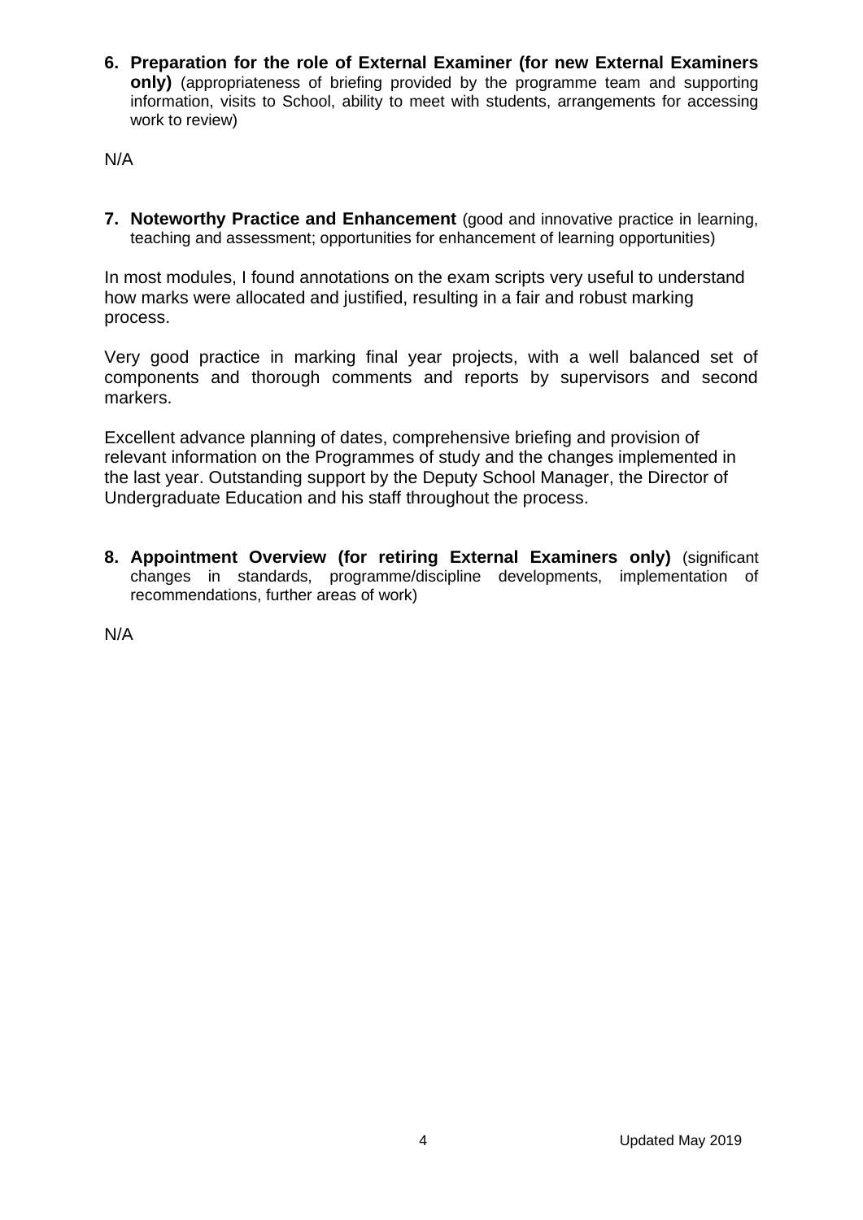6. **Preparation for the role of External Examiner (for new External Examiners only)** (appropriateness of briefing provided by the programme team and supporting information, visits to School, ability to meet with students, arrangements for accessing work to review)

N/A

7. **Noteworthy Practice and Enhancement** (good and innovative practice in learning, teaching and assessment; opportunities for enhancement of learning opportunities)

In most modules, I found annotations on the exam scripts very useful to understand how marks were allocated and justified, resulting in a fair and robust marking process.

Very good practice in marking final year projects, with a well balanced set of components and thorough comments and reports by supervisors and second markers.

Excellent advance planning of dates, comprehensive briefing and provision of relevant information on the Programmes of study and the changes implemented in the last year. Outstanding support by the Deputy School Manager, the Director of Undergraduate Education and his staff throughout the process.

8. **Appointment Overview (for retiring External Examiners only)** (significant changes in standards, programme/discipline developments, implementation of recommendations, further areas of work)

N/A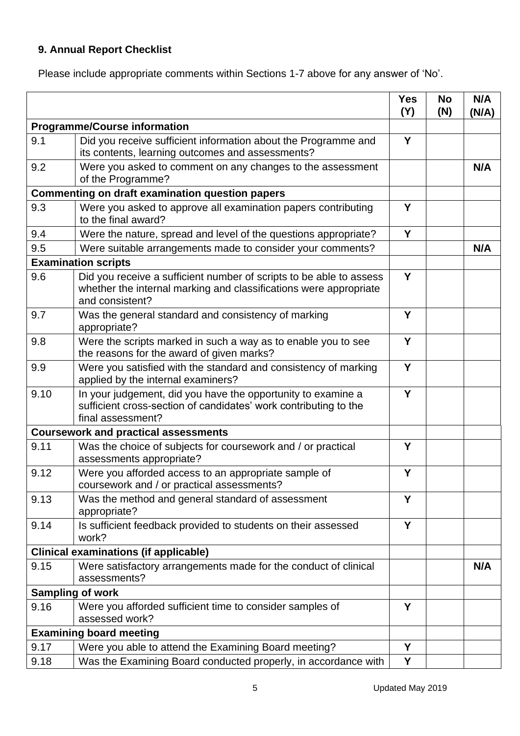### 9. Annual Report Checklist

Please include appropriate comments within Sections 1-7 above for any answer of 'No'.

| | | Yes (Y) | No (N) | N/A (N/A) |
|---|---|---|---|---|
| **Programme/Course information** | | | | |
| 9.1 | Did you receive sufficient information about the Programme and its contents, learning outcomes and assessments? | Y | | |
| 9.2 | Were you asked to comment on any changes to the assessment of the Programme? | | | N/A |
| **Commenting on draft examination question papers** | | | | |
| 9.3 | Were you asked to approve all examination papers contributing to the final award? | Y | | |
| 9.4 | Were the nature, spread and level of the questions appropriate? | Y | | |
| 9.5 | Were suitable arrangements made to consider your comments? | | | N/A |
| **Examination scripts** | | | | |
| 9.6 | Did you receive a sufficient number of scripts to be able to assess whether the internal marking and classifications were appropriate and consistent? | Y | | |
| 9.7 | Was the general standard and consistency of marking appropriate? | Y | | |
| 9.8 | Were the scripts marked in such a way as to enable you to see the reasons for the award of given marks? | Y | | |
| 9.9 | Were you satisfied with the standard and consistency of marking applied by the internal examiners? | Y | | |
| 9.10 | In your judgement, did you have the opportunity to examine a sufficient cross-section of candidates' work contributing to the final assessment? | Y | | |
| **Coursework and practical assessments** | | | | |
| 9.11 | Was the choice of subjects for coursework and / or practical assessments appropriate? | Y | | |
| 9.12 | Were you afforded access to an appropriate sample of coursework and / or practical assessments? | Y | | |
| 9.13 | Was the method and general standard of assessment appropriate? | Y | | |
| 9.14 | Is sufficient feedback provided to students on their assessed work? | Y | | |
| **Clinical examinations (if applicable)** | | | | |
| 9.15 | Were satisfactory arrangements made for the conduct of clinical assessments? | | | N/A |
| **Sampling of work** | | | | |
| 9.16 | Were you afforded sufficient time to consider samples of assessed work? | Y | | |
| **Examining board meeting** | | | | |
| 9.17 | Were you able to attend the Examining Board meeting? | Y | | |
| 9.18 | Was the Examining Board conducted properly, in accordance with | Y | | |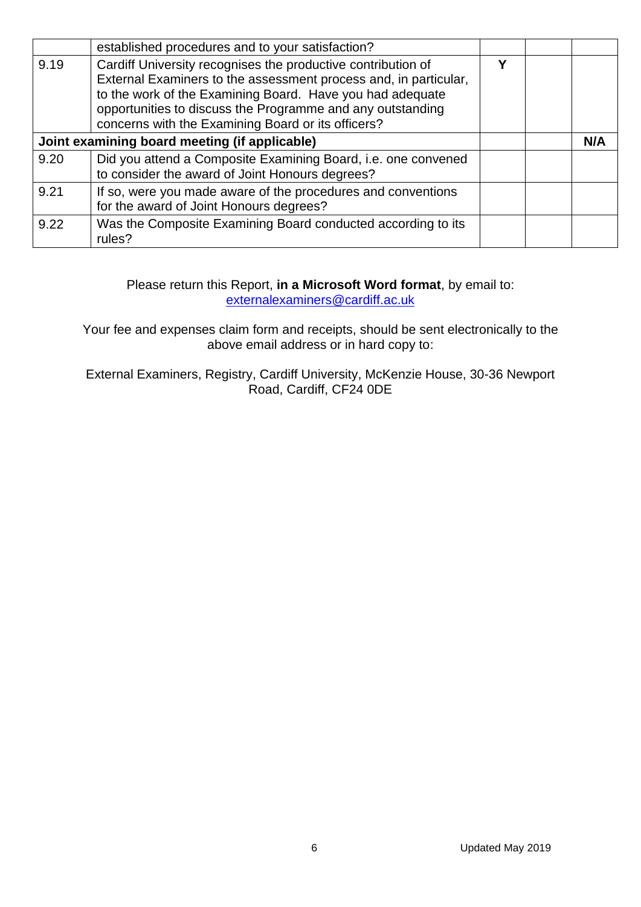| | | | | |
|---|---|---|---|---|
| | established procedures and to your satisfaction? | | | |
| 9.19 | Cardiff University recognises the productive contribution of External Examiners to the assessment process and, in particular, to the work of the Examining Board. Have you had adequate opportunities to discuss the Programme and any outstanding concerns with the Examining Board or its officers? | Y | | |
| **Joint examining board meeting (if applicable)** | | | | **N/A** |
| 9.20 | Did you attend a Composite Examining Board, i.e. one convened to consider the award of Joint Honours degrees? | | | |
| 9.21 | If so, were you made aware of the procedures and conventions for the award of Joint Honours degrees? | | | |
| 9.22 | Was the Composite Examining Board conducted according to its rules? | | | |

Please return this Report, **in a Microsoft Word format**, by email to: externalexaminers@cardiff.ac.uk

Your fee and expenses claim form and receipts, should be sent electronically to the above email address or in hard copy to:

External Examiners, Registry, Cardiff University, McKenzie House, 30-36 Newport Road, Cardiff, CF24 0DE

Updated May 2019